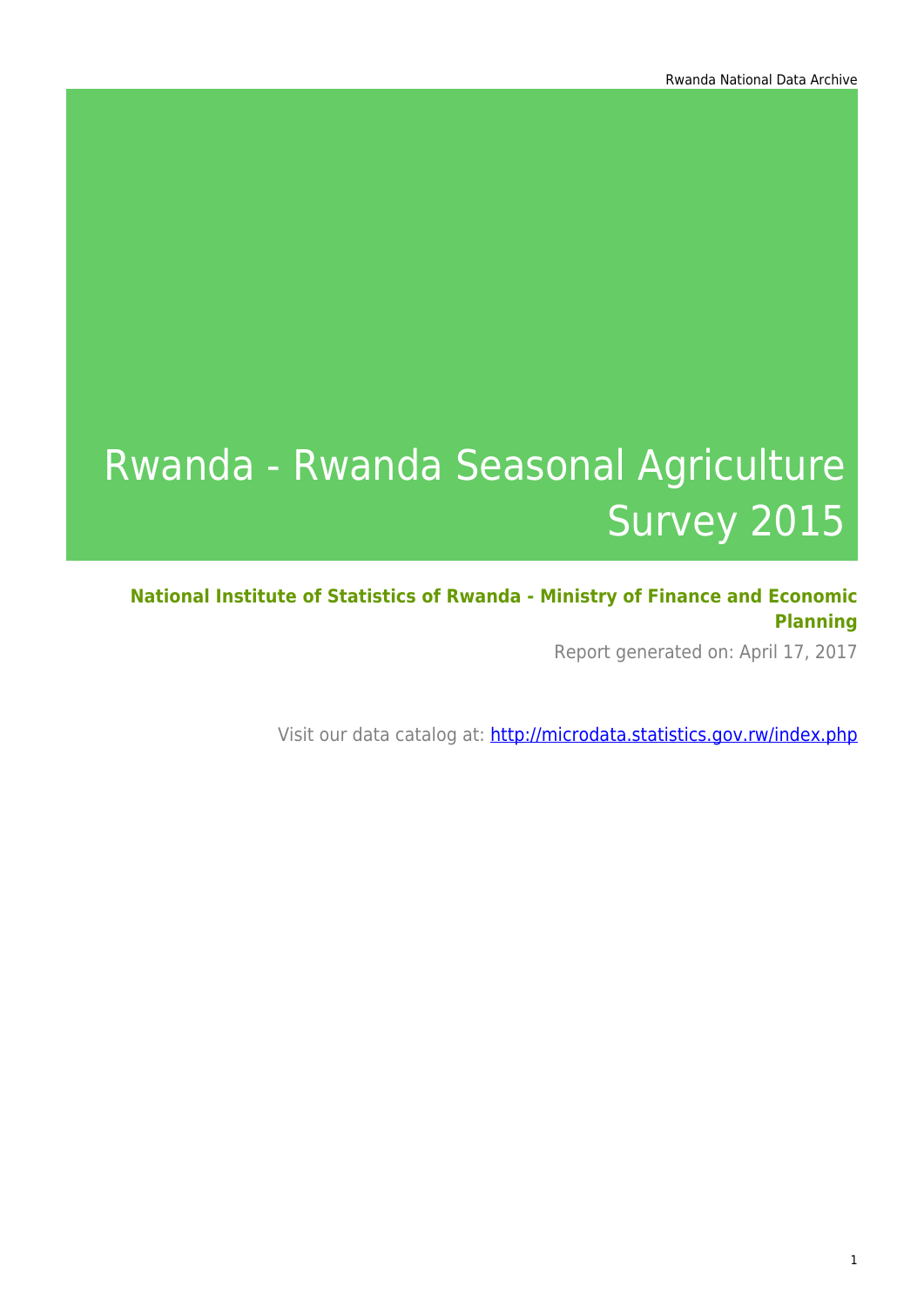# Rwanda - Rwanda Seasonal Agriculture Survey 2015

**National Institute of Statistics of Rwanda - Ministry of Finance and Economic Planning**

Report generated on: April 17, 2017

Visit our data catalog at: http://microdata.statistics.gov.rw/index.php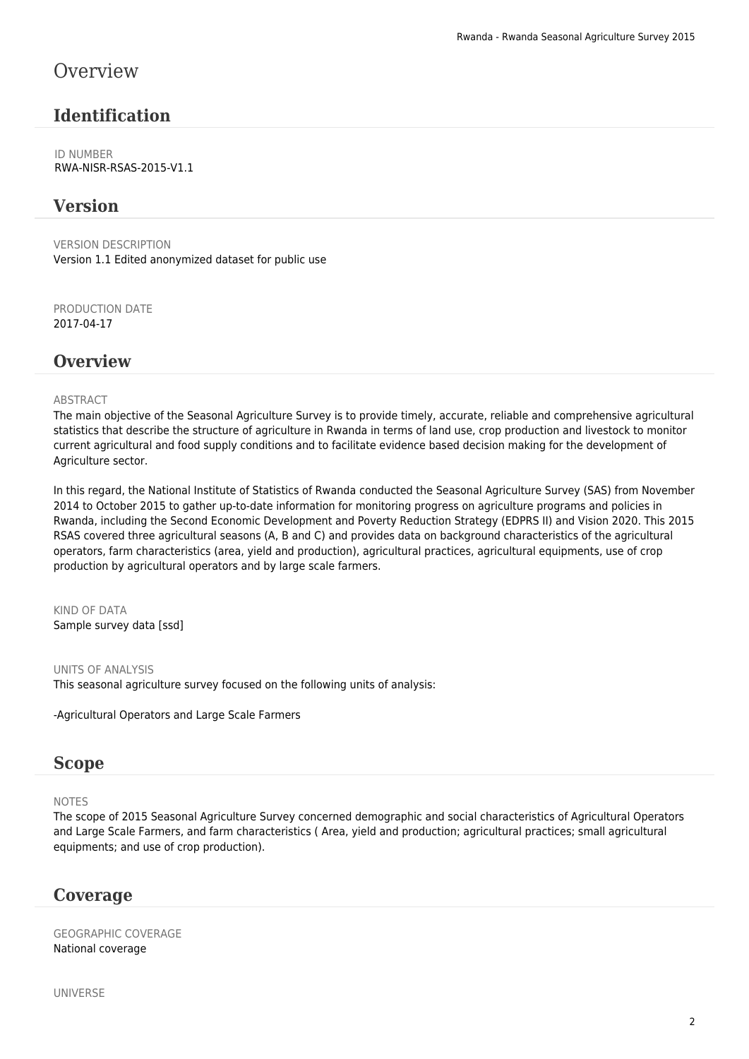# Overview

## Identification

ID NUMBER
RWA-NISR-RSAS-2015-V1.1

## Version

VERSION DESCRIPTION
Version 1.1 Edited anonymized dataset for public use

PRODUCTION DATE
2017-04-17

## Overview

ABSTRACT
The main objective of the Seasonal Agriculture Survey is to provide timely, accurate, reliable and comprehensive agricultural statistics that describe the structure of agriculture in Rwanda in terms of land use, crop production and livestock to monitor current agricultural and food supply conditions and to facilitate evidence based decision making for the development of Agriculture sector.

In this regard, the National Institute of Statistics of Rwanda conducted the Seasonal Agriculture Survey (SAS) from November 2014 to October 2015 to gather up-to-date information for monitoring progress on agriculture programs and policies in Rwanda, including the Second Economic Development and Poverty Reduction Strategy (EDPRS II) and Vision 2020. This 2015 RSAS covered three agricultural seasons (A, B and C) and provides data on background characteristics of the agricultural operators, farm characteristics (area, yield and production), agricultural practices, agricultural equipments, use of crop production by agricultural operators and by large scale farmers.

KIND OF DATA
Sample survey data [ssd]

UNITS OF ANALYSIS
This seasonal agriculture survey focused on the following units of analysis:

-Agricultural Operators and Large Scale Farmers

## Scope

NOTES
The scope of 2015 Seasonal Agriculture Survey concerned demographic and social characteristics of Agricultural Operators and Large Scale Farmers, and farm characteristics ( Area, yield and production; agricultural practices; small agricultural equipments; and use of crop production).

## Coverage

GEOGRAPHIC COVERAGE
National coverage

UNIVERSE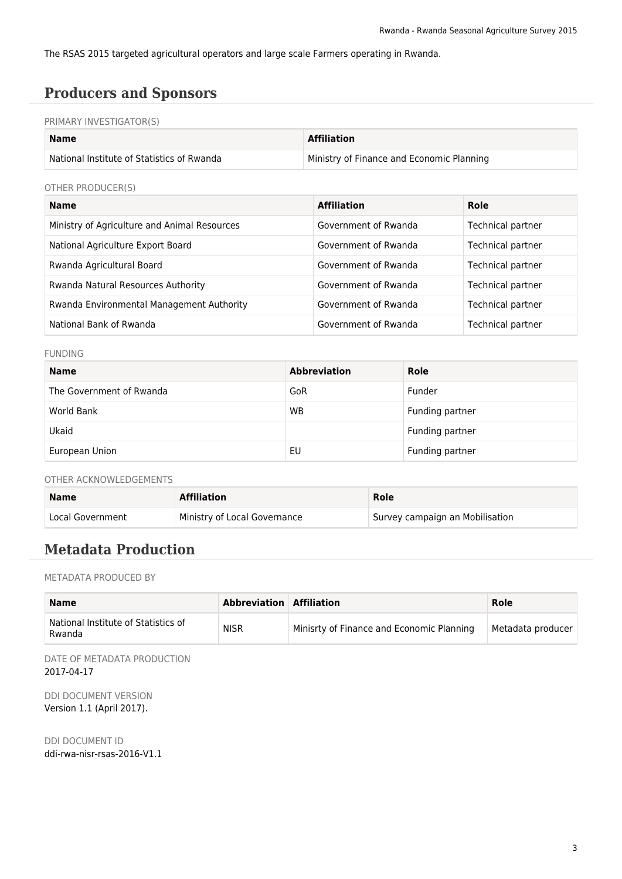The RSAS 2015 targeted agricultural operators and large scale Farmers operating in Rwanda.

## Producers and Sponsors

PRIMARY INVESTIGATOR(S)

| Name | Affiliation |
|---|---|
| National Institute of Statistics of Rwanda | Ministry of Finance and Economic Planning |

OTHER PRODUCER(S)

| Name | Affiliation | Role |
|---|---|---|
| Ministry of Agriculture and Animal Resources | Government of Rwanda | Technical partner |
| National Agriculture Export Board | Government of Rwanda | Technical partner |
| Rwanda Agricultural Board | Government of Rwanda | Technical partner |
| Rwanda Natural Resources Authority | Government of Rwanda | Technical partner |
| Rwanda Environmental Management Authority | Government of Rwanda | Technical partner |
| National Bank of Rwanda | Government of Rwanda | Technical partner |

FUNDING

| Name | Abbreviation | Role |
|---|---|---|
| The Government of Rwanda | GoR | Funder |
| World Bank | WB | Funding partner |
| Ukaid | | Funding partner |
| European Union | EU | Funding partner |

OTHER ACKNOWLEDGEMENTS

| Name | Affiliation | Role |
|---|---|---|
| Local Government | Ministry of Local Governance | Survey campaign an Mobilisation |

## Metadata Production

METADATA PRODUCED BY

| Name | Abbreviation | Affiliation | Role |
|---|---|---|---|
| National Institute of Statistics of Rwanda | NISR | Minisrty of Finance and Economic Planning | Metadata producer |

DATE OF METADATA PRODUCTION
2017-04-17

DDI DOCUMENT VERSION
Version 1.1 (April 2017).

DDI DOCUMENT ID
ddi-rwa-nisr-rsas-2016-V1.1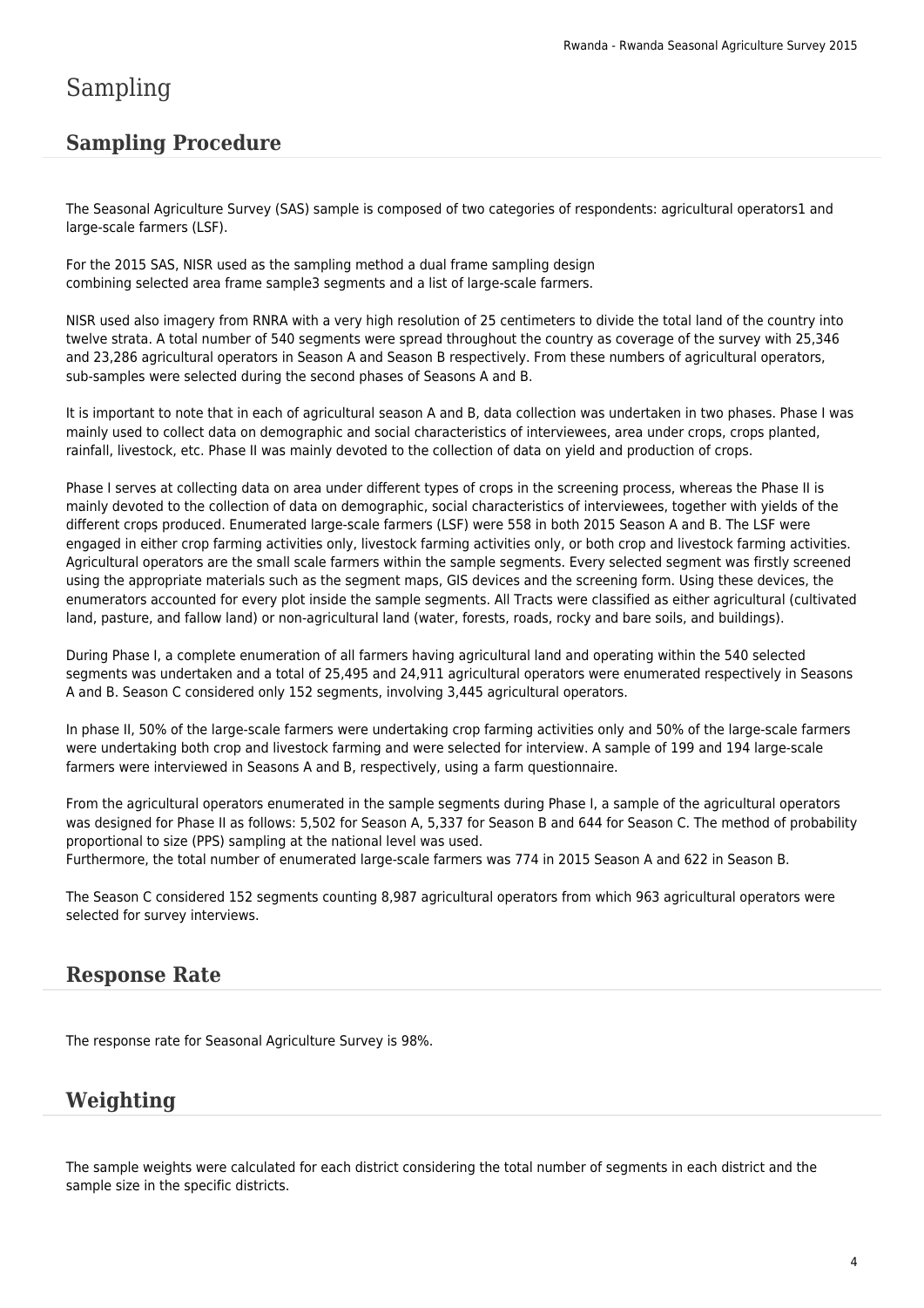# Sampling

## Sampling Procedure

The Seasonal Agriculture Survey (SAS) sample is composed of two categories of respondents: agricultural operators1 and large-scale farmers (LSF).

For the 2015 SAS, NISR used as the sampling method a dual frame sampling design combining selected area frame sample3 segments and a list of large-scale farmers.

NISR used also imagery from RNRA with a very high resolution of 25 centimeters to divide the total land of the country into twelve strata. A total number of 540 segments were spread throughout the country as coverage of the survey with 25,346 and 23,286 agricultural operators in Season A and Season B respectively. From these numbers of agricultural operators, sub-samples were selected during the second phases of Seasons A and B.

It is important to note that in each of agricultural season A and B, data collection was undertaken in two phases. Phase I was mainly used to collect data on demographic and social characteristics of interviewees, area under crops, crops planted, rainfall, livestock, etc. Phase II was mainly devoted to the collection of data on yield and production of crops.

Phase I serves at collecting data on area under different types of crops in the screening process, whereas the Phase II is mainly devoted to the collection of data on demographic, social characteristics of interviewees, together with yields of the different crops produced. Enumerated large-scale farmers (LSF) were 558 in both 2015 Season A and B. The LSF were engaged in either crop farming activities only, livestock farming activities only, or both crop and livestock farming activities. Agricultural operators are the small scale farmers within the sample segments. Every selected segment was firstly screened using the appropriate materials such as the segment maps, GIS devices and the screening form. Using these devices, the enumerators accounted for every plot inside the sample segments. All Tracts were classified as either agricultural (cultivated land, pasture, and fallow land) or non-agricultural land (water, forests, roads, rocky and bare soils, and buildings).

During Phase I, a complete enumeration of all farmers having agricultural land and operating within the 540 selected segments was undertaken and a total of 25,495 and 24,911 agricultural operators were enumerated respectively in Seasons A and B. Season C considered only 152 segments, involving 3,445 agricultural operators.

In phase II, 50% of the large-scale farmers were undertaking crop farming activities only and 50% of the large-scale farmers were undertaking both crop and livestock farming and were selected for interview. A sample of 199 and 194 large-scale farmers were interviewed in Seasons A and B, respectively, using a farm questionnaire.

From the agricultural operators enumerated in the sample segments during Phase I, a sample of the agricultural operators was designed for Phase II as follows: 5,502 for Season A, 5,337 for Season B and 644 for Season C. The method of probability proportional to size (PPS) sampling at the national level was used.
Furthermore, the total number of enumerated large-scale farmers was 774 in 2015 Season A and 622 in Season B.

The Season C considered 152 segments counting 8,987 agricultural operators from which 963 agricultural operators were selected for survey interviews.

## Response Rate

The response rate for Seasonal Agriculture Survey is 98%.

## Weighting

The sample weights were calculated for each district considering the total number of segments in each district and the sample size in the specific districts.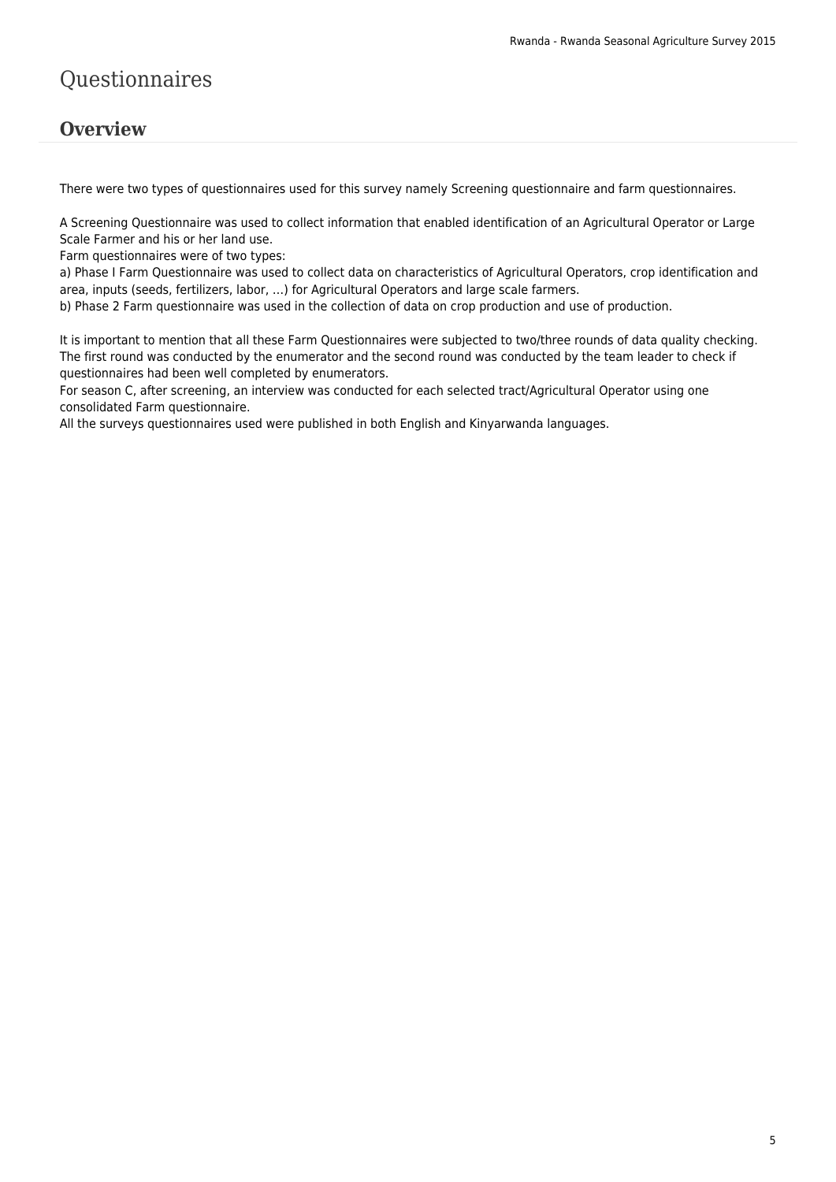# Questionnaires

## Overview

There were two types of questionnaires used for this survey namely Screening questionnaire and farm questionnaires.

A Screening Questionnaire was used to collect information that enabled identification of an Agricultural Operator or Large Scale Farmer and his or her land use.
Farm questionnaires were of two types:
a) Phase I Farm Questionnaire was used to collect data on characteristics of Agricultural Operators, crop identification and area, inputs (seeds, fertilizers, labor, …) for Agricultural Operators and large scale farmers.
b) Phase 2 Farm questionnaire was used in the collection of data on crop production and use of production.

It is important to mention that all these Farm Questionnaires were subjected to two/three rounds of data quality checking. The first round was conducted by the enumerator and the second round was conducted by the team leader to check if questionnaires had been well completed by enumerators.
For season C, after screening, an interview was conducted for each selected tract/Agricultural Operator using one consolidated Farm questionnaire.
All the surveys questionnaires used were published in both English and Kinyarwanda languages.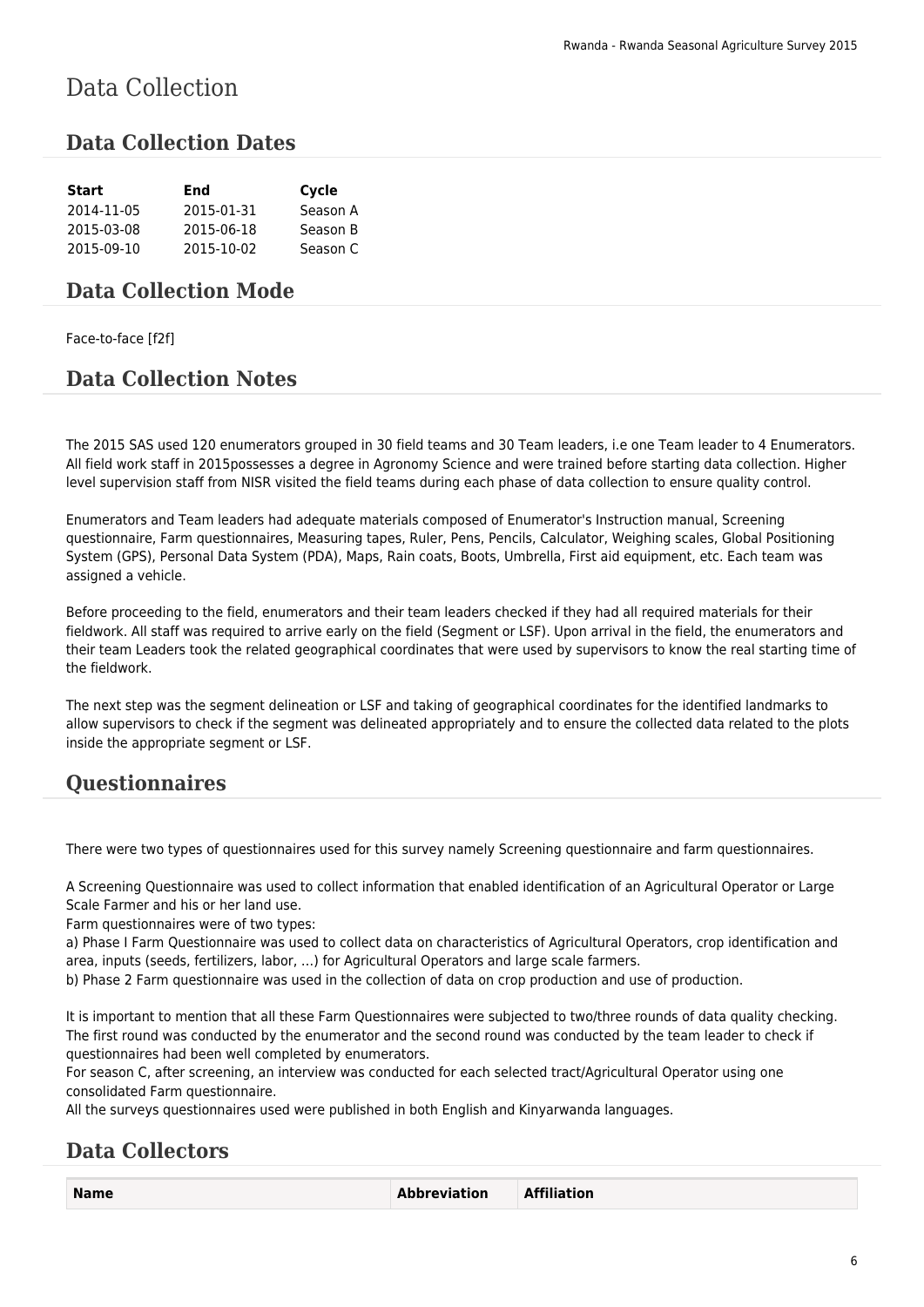# Data Collection

## Data Collection Dates

| Start | End | Cycle |
|---|---|---|
| 2014-11-05 | 2015-01-31 | Season A |
| 2015-03-08 | 2015-06-18 | Season B |
| 2015-09-10 | 2015-10-02 | Season C |

## Data Collection Mode

Face-to-face [f2f]

## Data Collection Notes

The 2015 SAS used 120 enumerators grouped in 30 field teams and 30 Team leaders, i.e one Team leader to 4 Enumerators. All field work staff in 2015possesses a degree in Agronomy Science and were trained before starting data collection. Higher level supervision staff from NISR visited the field teams during each phase of data collection to ensure quality control.

Enumerators and Team leaders had adequate materials composed of Enumerator's Instruction manual, Screening questionnaire, Farm questionnaires, Measuring tapes, Ruler, Pens, Pencils, Calculator, Weighing scales, Global Positioning System (GPS), Personal Data System (PDA), Maps, Rain coats, Boots, Umbrella, First aid equipment, etc. Each team was assigned a vehicle.

Before proceeding to the field, enumerators and their team leaders checked if they had all required materials for their fieldwork. All staff was required to arrive early on the field (Segment or LSF). Upon arrival in the field, the enumerators and their team Leaders took the related geographical coordinates that were used by supervisors to know the real starting time of the fieldwork.

The next step was the segment delineation or LSF and taking of geographical coordinates for the identified landmarks to allow supervisors to check if the segment was delineated appropriately and to ensure the collected data related to the plots inside the appropriate segment or LSF.

## Questionnaires

There were two types of questionnaires used for this survey namely Screening questionnaire and farm questionnaires.

A Screening Questionnaire was used to collect information that enabled identification of an Agricultural Operator or Large Scale Farmer and his or her land use.
Farm questionnaires were of two types:
a) Phase I Farm Questionnaire was used to collect data on characteristics of Agricultural Operators, crop identification and area, inputs (seeds, fertilizers, labor, ...) for Agricultural Operators and large scale farmers.
b) Phase 2 Farm questionnaire was used in the collection of data on crop production and use of production.

It is important to mention that all these Farm Questionnaires were subjected to two/three rounds of data quality checking. The first round was conducted by the enumerator and the second round was conducted by the team leader to check if questionnaires had been well completed by enumerators.
For season C, after screening, an interview was conducted for each selected tract/Agricultural Operator using one consolidated Farm questionnaire.
All the surveys questionnaires used were published in both English and Kinyarwanda languages.

## Data Collectors

| Name | Abbreviation | Affiliation |
|---|---|---|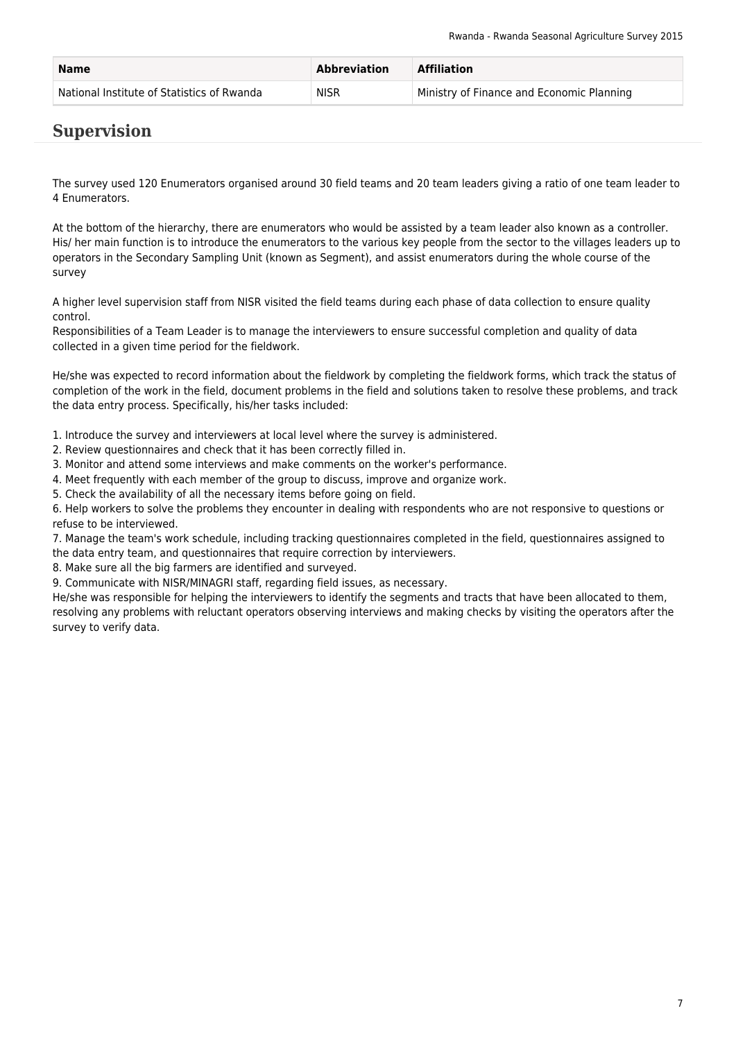| Name | Abbreviation | Affiliation |
| --- | --- | --- |
| National Institute of Statistics of Rwanda | NISR | Ministry of Finance and Economic Planning |

## Supervision

The survey used 120 Enumerators organised around 30 field teams and 20 team leaders giving a ratio of one team leader to 4 Enumerators.

At the bottom of the hierarchy, there are enumerators who would be assisted by a team leader also known as a controller. His/ her main function is to introduce the enumerators to the various key people from the sector to the villages leaders up to operators in the Secondary Sampling Unit (known as Segment), and assist enumerators during the whole course of the survey

A higher level supervision staff from NISR visited the field teams during each phase of data collection to ensure quality control.
Responsibilities of a Team Leader is to manage the interviewers to ensure successful completion and quality of data collected in a given time period for the fieldwork.

He/she was expected to record information about the fieldwork by completing the fieldwork forms, which track the status of completion of the work in the field, document problems in the field and solutions taken to resolve these problems, and track the data entry process. Specifically, his/her tasks included:

1. Introduce the survey and interviewers at local level where the survey is administered.
2. Review questionnaires and check that it has been correctly filled in.
3. Monitor and attend some interviews and make comments on the worker's performance.
4. Meet frequently with each member of the group to discuss, improve and organize work.
5. Check the availability of all the necessary items before going on field.
6. Help workers to solve the problems they encounter in dealing with respondents who are not responsive to questions or refuse to be interviewed.
7. Manage the team's work schedule, including tracking questionnaires completed in the field, questionnaires assigned to the data entry team, and questionnaires that require correction by interviewers.
8. Make sure all the big farmers are identified and surveyed.
9. Communicate with NISR/MINAGRI staff, regarding field issues, as necessary.

He/she was responsible for helping the interviewers to identify the segments and tracts that have been allocated to them, resolving any problems with reluctant operators observing interviews and making checks by visiting the operators after the survey to verify data.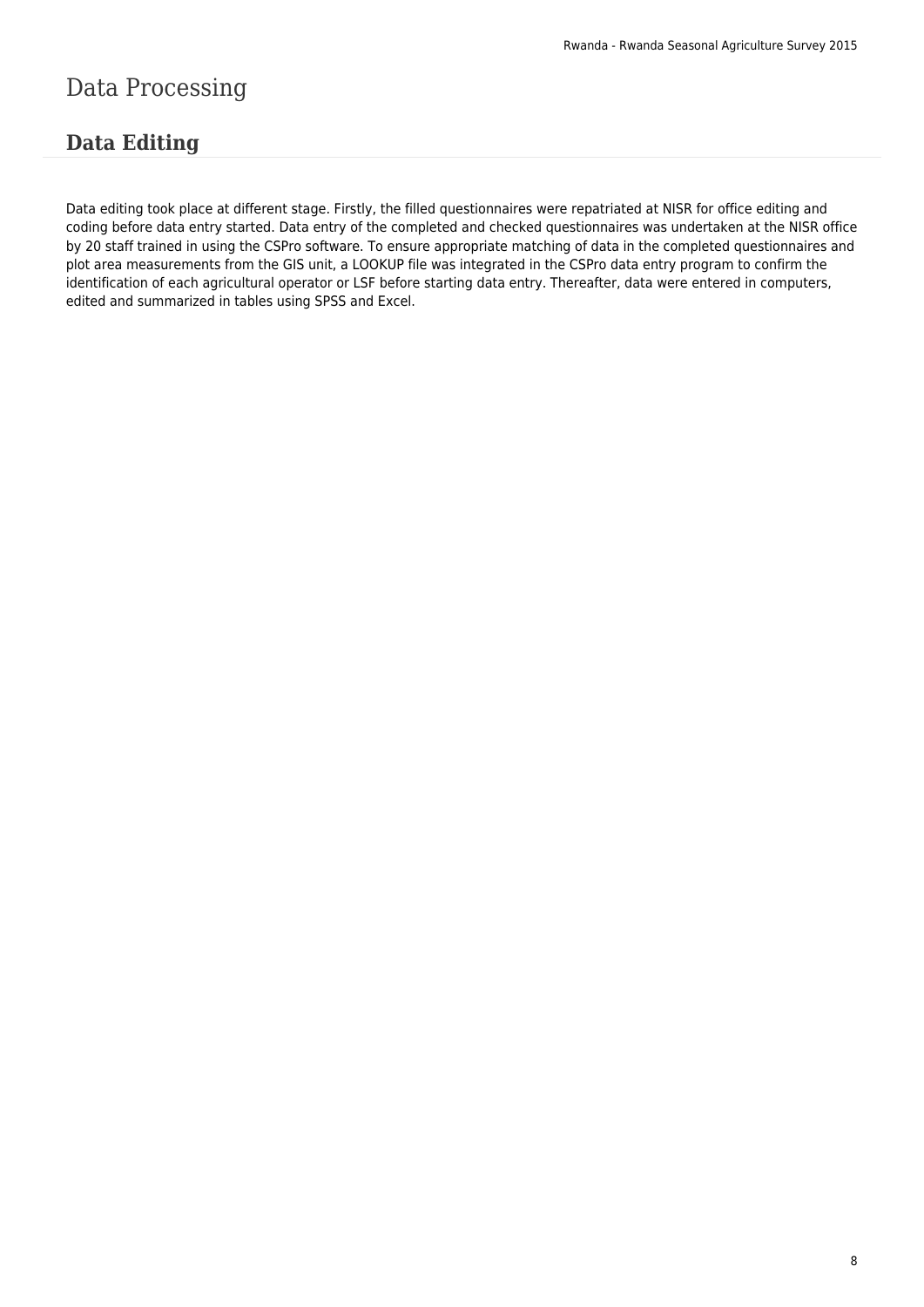# Data Processing

## Data Editing

Data editing took place at different stage. Firstly, the filled questionnaires were repatriated at NISR for office editing and coding before data entry started. Data entry of the completed and checked questionnaires was undertaken at the NISR office by 20 staff trained in using the CSPro software. To ensure appropriate matching of data in the completed questionnaires and plot area measurements from the GIS unit, a LOOKUP file was integrated in the CSPro data entry program to confirm the identification of each agricultural operator or LSF before starting data entry. Thereafter, data were entered in computers, edited and summarized in tables using SPSS and Excel.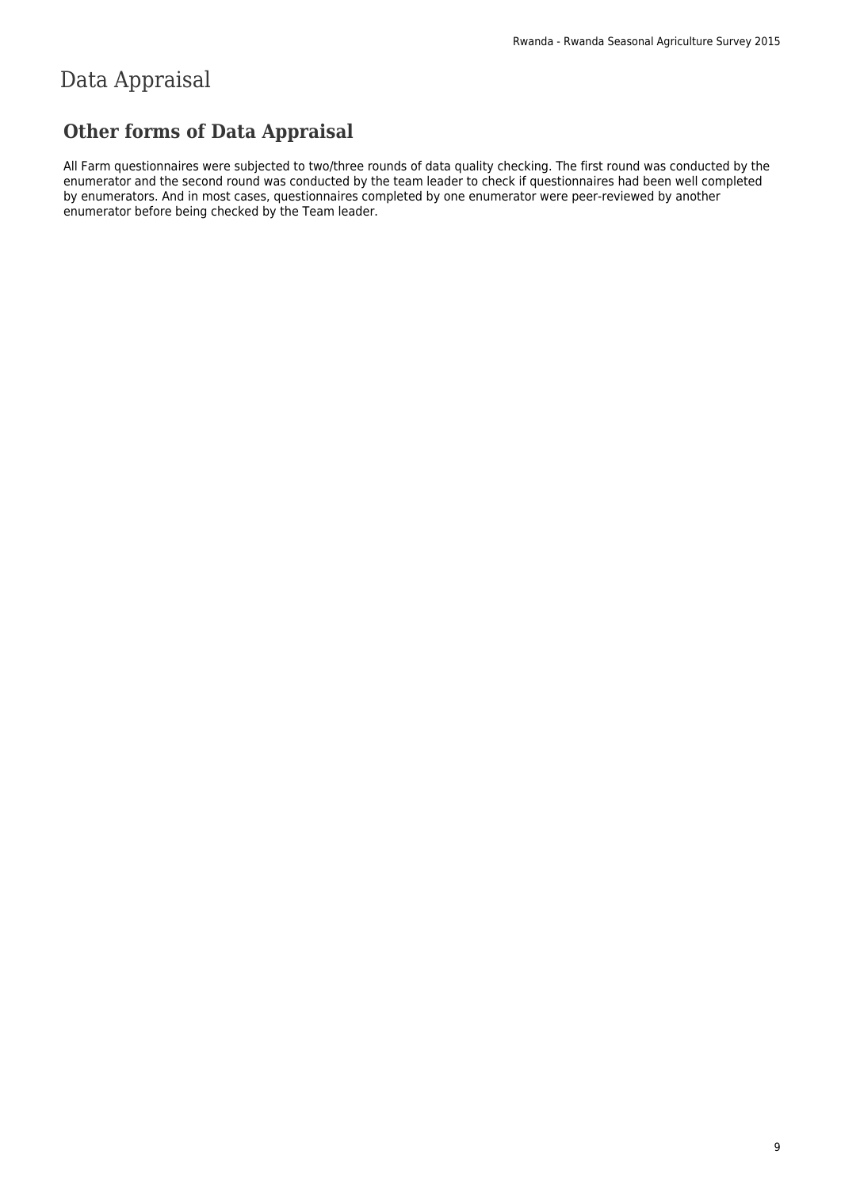# Data Appraisal

## Other forms of Data Appraisal

All Farm questionnaires were subjected to two/three rounds of data quality checking. The first round was conducted by the enumerator and the second round was conducted by the team leader to check if questionnaires had been well completed by enumerators. And in most cases, questionnaires completed by one enumerator were peer-reviewed by another enumerator before being checked by the Team leader.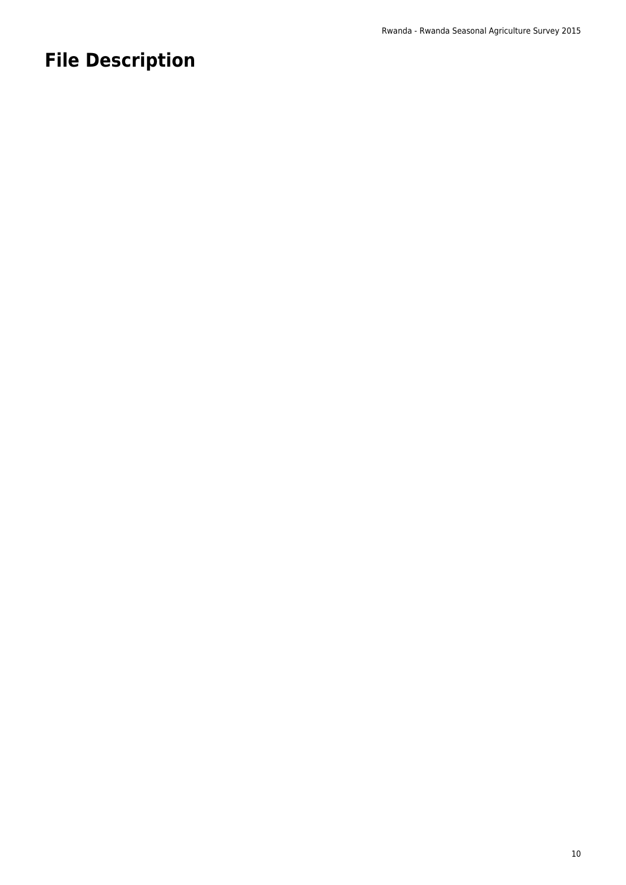# File Description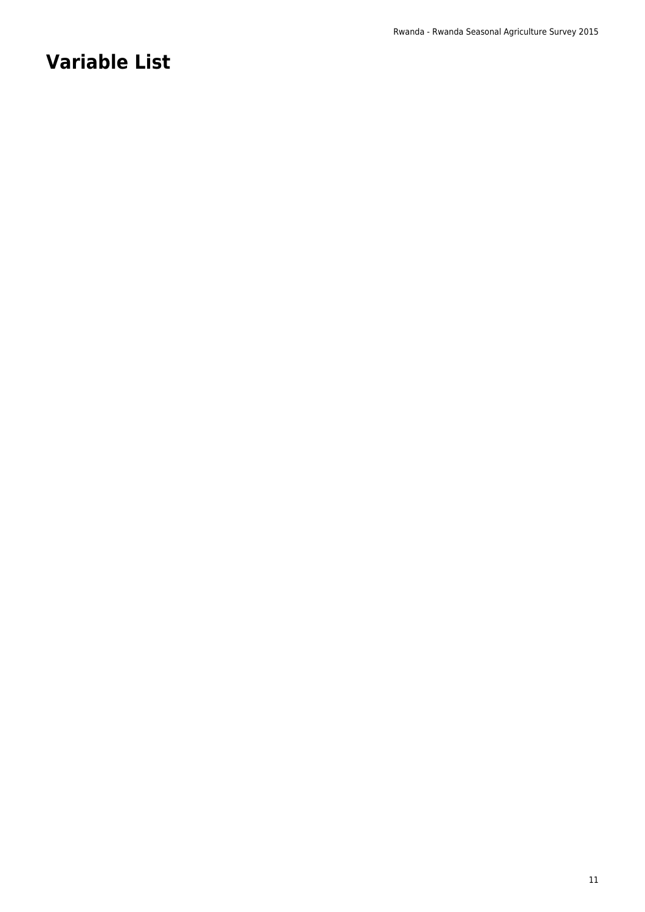# Variable List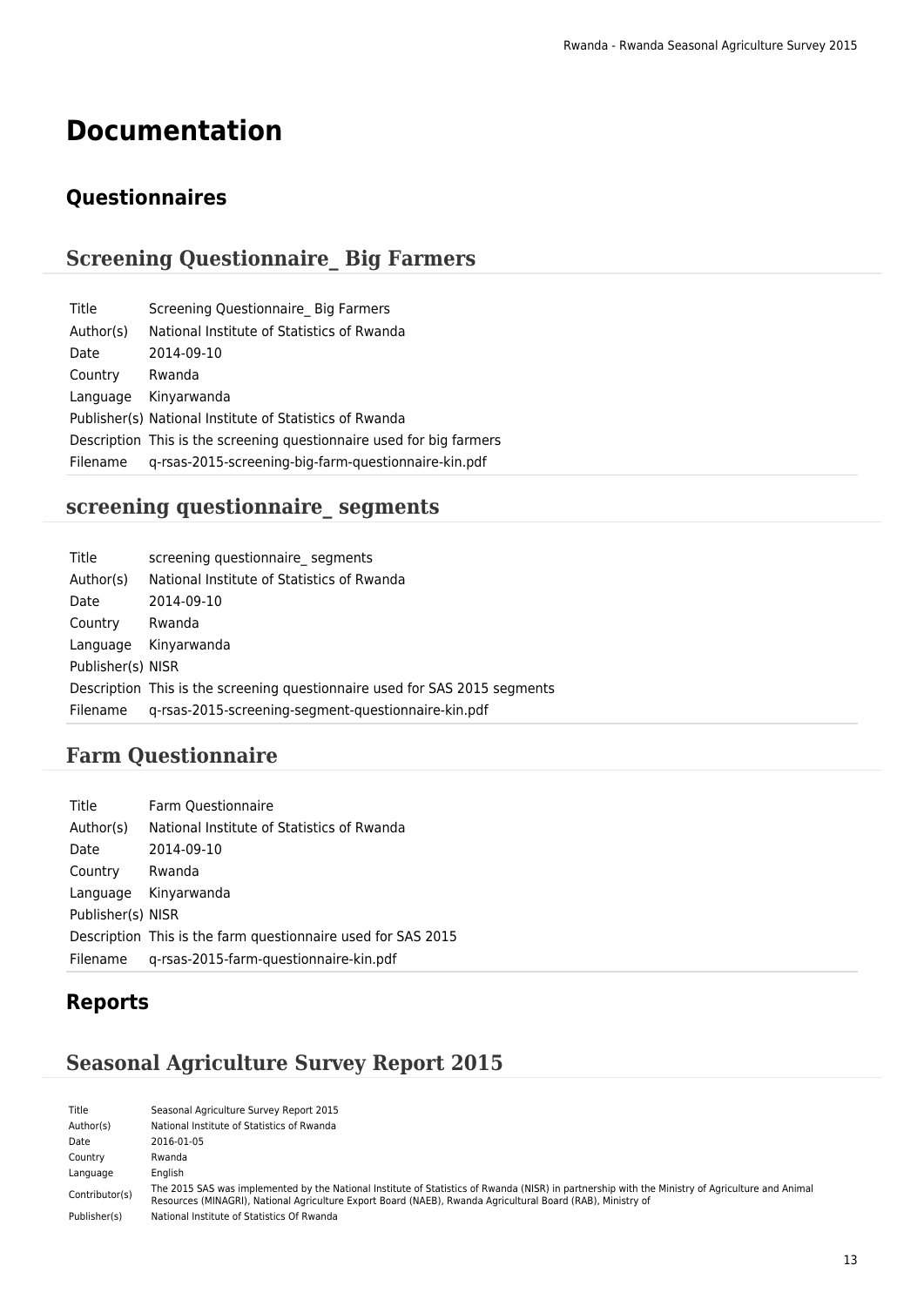# Documentation

## Questionnaires

### Screening Questionnaire_ Big Farmers

| | |
|---|---|
| Title | Screening Questionnaire_ Big Farmers |
| Author(s) | National Institute of Statistics of Rwanda |
| Date | 2014-09-10 |
| Country | Rwanda |
| Language | Kinyarwanda |
| Publisher(s) | National Institute of Statistics of Rwanda |
| Description | This is the screening questionnaire used for big farmers |
| Filename | q-rsas-2015-screening-big-farm-questionnaire-kin.pdf |

### screening questionnaire_ segments

| | |
|---|---|
| Title | screening questionnaire_ segments |
| Author(s) | National Institute of Statistics of Rwanda |
| Date | 2014-09-10 |
| Country | Rwanda |
| Language | Kinyarwanda |
| Publisher(s) | NISR |
| Description | This is the screening questionnaire used for SAS 2015 segments |
| Filename | q-rsas-2015-screening-segment-questionnaire-kin.pdf |

### Farm Questionnaire

| | |
|---|---|
| Title | Farm Questionnaire |
| Author(s) | National Institute of Statistics of Rwanda |
| Date | 2014-09-10 |
| Country | Rwanda |
| Language | Kinyarwanda |
| Publisher(s) | NISR |
| Description | This is the farm questionnaire used for SAS 2015 |
| Filename | q-rsas-2015-farm-questionnaire-kin.pdf |

## Reports

### Seasonal Agriculture Survey Report 2015

| | |
|---|---|
| Title | Seasonal Agriculture Survey Report 2015 |
| Author(s) | National Institute of Statistics of Rwanda |
| Date | 2016-01-05 |
| Country | Rwanda |
| Language | English |
| Contributor(s) | The 2015 SAS was implemented by the National Institute of Statistics of Rwanda (NISR) in partnership with the Ministry of Agriculture and Animal Resources (MINAGRI), National Agriculture Export Board (NAEB), Rwanda Agricultural Board (RAB), Ministry of |
| Publisher(s) | National Institute of Statistics Of Rwanda |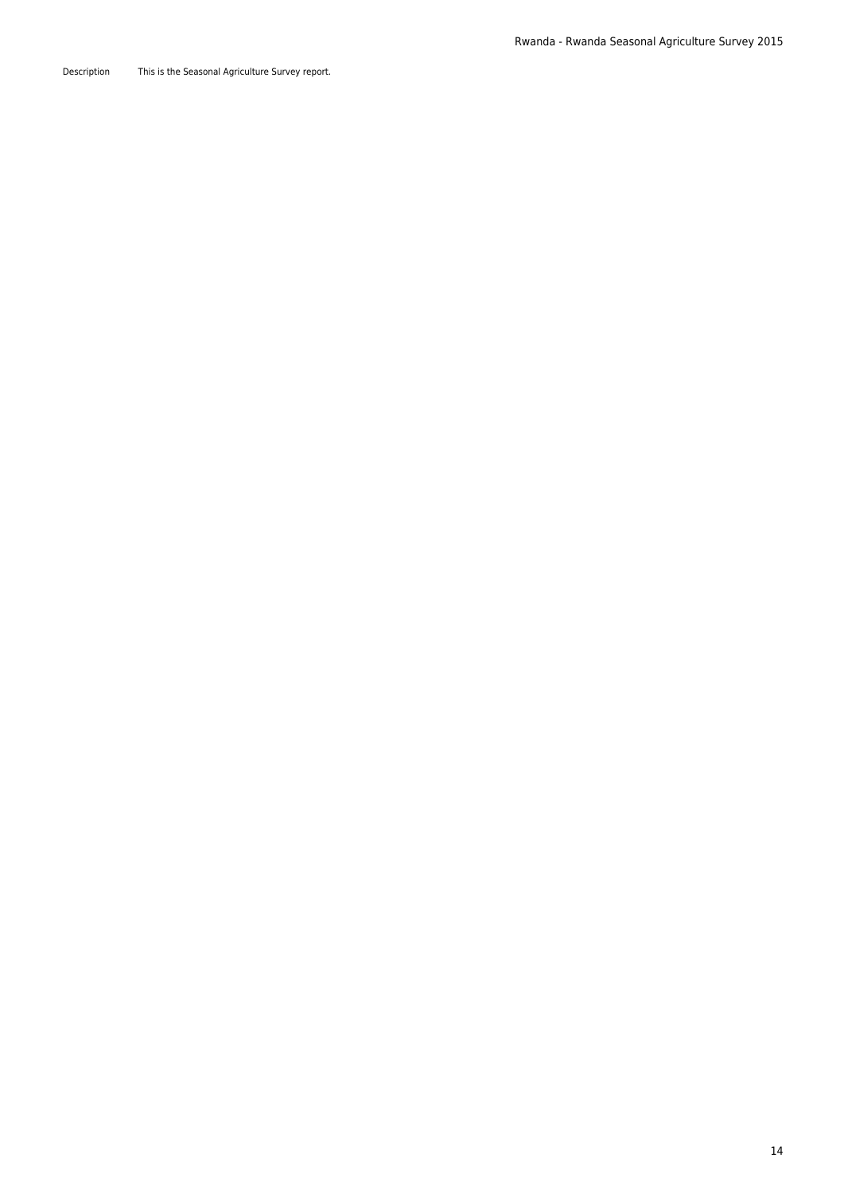| Description | This is the Seasonal Agriculture Survey report. |
| --- | --- |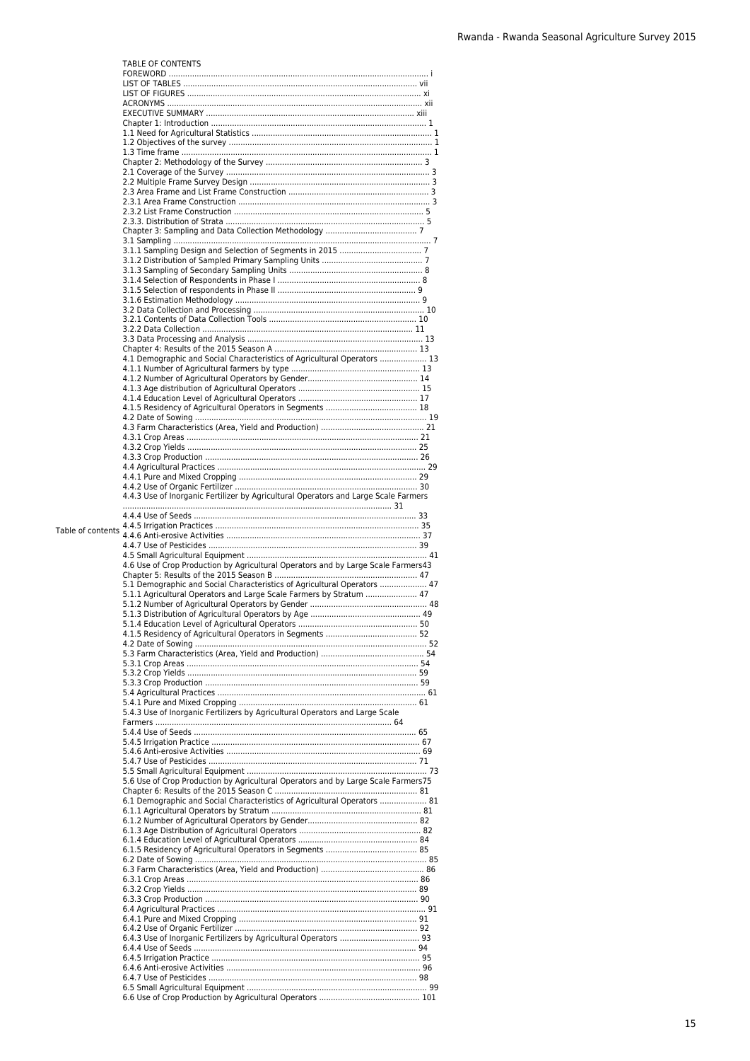TABLE OF CONTENTS

FOREWORD .............................................................................................................. i
LIST OF TABLES ..................................................................................................... vii
LIST OF FIGURES .................................................................................................... xi
ACRONYMS ............................................................................................................. xii
EXECUTIVE SUMMARY ......................................................................................... xiii
Chapter 1: Introduction ............................................................................................ 1
1.1 Need for Agricultural Statistics ............................................................................ 1
1.2 Objectives of the survey ...................................................................................... 1
1.3 Time frame ........................................................................................................... 1
Chapter 2: Methodology of the Survey .................................................................. 3
2.1 Coverage of the Survey ....................................................................................... 3
2.2 Multiple Frame Survey Design ............................................................................ 3
2.3 Area Frame and List Frame Construction ............................................................ 3
2.3.1 Area Frame Construction .................................................................................. 3
2.3.2 List Frame Construction ................................................................................... 5
2.3.3. Distribution of Strata ....................................................................................... 5
Chapter 3: Sampling and Data Collection Methodology ....................................... 7
3.1 Sampling ................................................................................................................ 7
3.1.1 Sampling Design and Selection of Segments in 2015 ...................................... 7
3.1.2 Distribution of Sampled Primary Sampling Units ............................................ 7
3.1.3 Sampling of Secondary Sampling Units .......................................................... 8
3.1.4 Selection of Respondents in Phase I ............................................................... 8
3.1.5 Selection of respondents in Phase II ............................................................... 9
3.1.6 Estimation Methodology ................................................................................... 9
3.2 Data Collection and Processing ......................................................................... 10
3.2.1 Contents of Data Collection Tools ................................................................. 10
3.2.2 Data Collection ............................................................................................... 11
3.3 Data Processing and Analysis ............................................................................ 13
Chapter 4: Results of the 2015 Season A ............................................................. 13
4.1 Demographic and Social Characteristics of Agricultural Operators .................... 13
4.1.1 Number of Agricultural farmers by type ........................................................ 13
4.1.2 Number of Agricultural Operators by Gender................................................ 14
4.1.3 Age distribution of Agricultural Operators ..................................................... 15
4.1.4 Education Level of Agricultural Operators .................................................... 17
4.1.5 Residency of Agricultural Operators in Segments ........................................ 18
4.2 Date of Sowing .................................................................................................... 19
4.3 Farm Characteristics (Area, Yield and Production) ............................................ 21
4.3.1 Crop Areas ..................................................................................................... 21
4.3.2 Crop Yields .................................................................................................... 25
4.3.3 Crop Production ............................................................................................. 26
4.4 Agricultural Practices .......................................................................................... 29
4.4.1 Pure and Mixed Cropping .............................................................................. 29
4.4.2 Use of Organic Fertilizer ................................................................................ 30
4.4.3 Use of Inorganic Fertilizer by Agricultural Operators and Large Scale Farmers ........................................................................................................................ 31
4.4.4 Use of Seeds .................................................................................................. 33
4.4.5 Irrigation Practices ......................................................................................... 35
4.4.6 Anti-erosive Activities ..................................................................................... 37
4.4.7 Use of Pesticides ........................................................................................... 39
4.5 Small Agricultural Equipment .............................................................................. 41
4.6 Use of Crop Production by Agricultural Operators and by Large Scale Farmers43
Chapter 5: Results of the 2015 Season B ............................................................. 47
5.1 Demographic and Social Characteristics of Agricultural Operators .................... 47
5.1.1 Agricultural Operators and Large Scale Farmers by Stratum ....................... 47
5.1.2 Number of Agricultural Operators by Gender ................................................. 48
5.1.3 Distribution of Agricultural Operators by Age ............................................... 49
5.1.4 Education Level of Agricultural Operators .................................................... 50
4.1.5 Residency of Agricultural Operators in Segments ........................................ 52
4.2 Date of Sowing .................................................................................................... 52
5.3 Farm Characteristics (Area, Yield and Production) ............................................ 54
5.3.1 Crop Areas ..................................................................................................... 54
5.3.2 Crop Yields .................................................................................................... 59
5.3.3 Crop Production ............................................................................................. 59
5.4 Agricultural Practices .......................................................................................... 61
5.4.1 Pure and Mixed Cropping .............................................................................. 61
5.4.3 Use of Inorganic Fertilizers by Agricultural Operators and Large Scale Farmers ................................................................................................................... 64
5.4.4 Use of Seeds .................................................................................................. 65
5.4.5 Irrigation Practice ........................................................................................... 67
5.4.6 Anti-erosive Activities ..................................................................................... 69
5.4.7 Use of Pesticides ............................................................................................ 71
5.5 Small Agricultural Equipment .............................................................................. 73
5.6 Use of Crop Production by Agricultural Operators and by Large Scale Farmers75
Chapter 6: Results of the 2015 Season C ............................................................. 81
6.1 Demographic and Social Characteristics of Agricultural Operators .................... 81
6.1.1 Agricultural Operators by Stratum ................................................................. 81
6.1.2 Number of Agricultural Operators by Gender................................................ 82
6.1.3 Age Distribution of Agricultural Operators ..................................................... 82
6.1.4 Education Level of Agricultural Operators .................................................... 84
6.1.5 Residency of Agricultural Operators in Segments ........................................ 85
6.2 Date of Sowing .................................................................................................... 85
6.3 Farm Characteristics (Area, Yield and Production) ............................................ 86
6.3.1 Crop Areas ..................................................................................................... 86
6.3.2 Crop Yields .................................................................................................... 89
6.3.3 Crop Production ............................................................................................. 90
6.4 Agricultural Practices .......................................................................................... 91
6.4.1 Pure and Mixed Cropping .............................................................................. 91
6.4.2 Use of Organic Fertilizer ................................................................................ 92
6.4.3 Use of Inorganic Fertilizers by Agricultural Operators ................................... 93
6.4.4 Use of Seeds .................................................................................................. 94
6.4.5 Irrigation Practice ........................................................................................... 95
6.4.6 Anti-erosive Activities ..................................................................................... 96
6.4.7 Use of Pesticides ............................................................................................ 98
6.5 Small Agricultural Equipment .............................................................................. 99
6.6 Use of Crop Production by Agricultural Operators ........................................... 101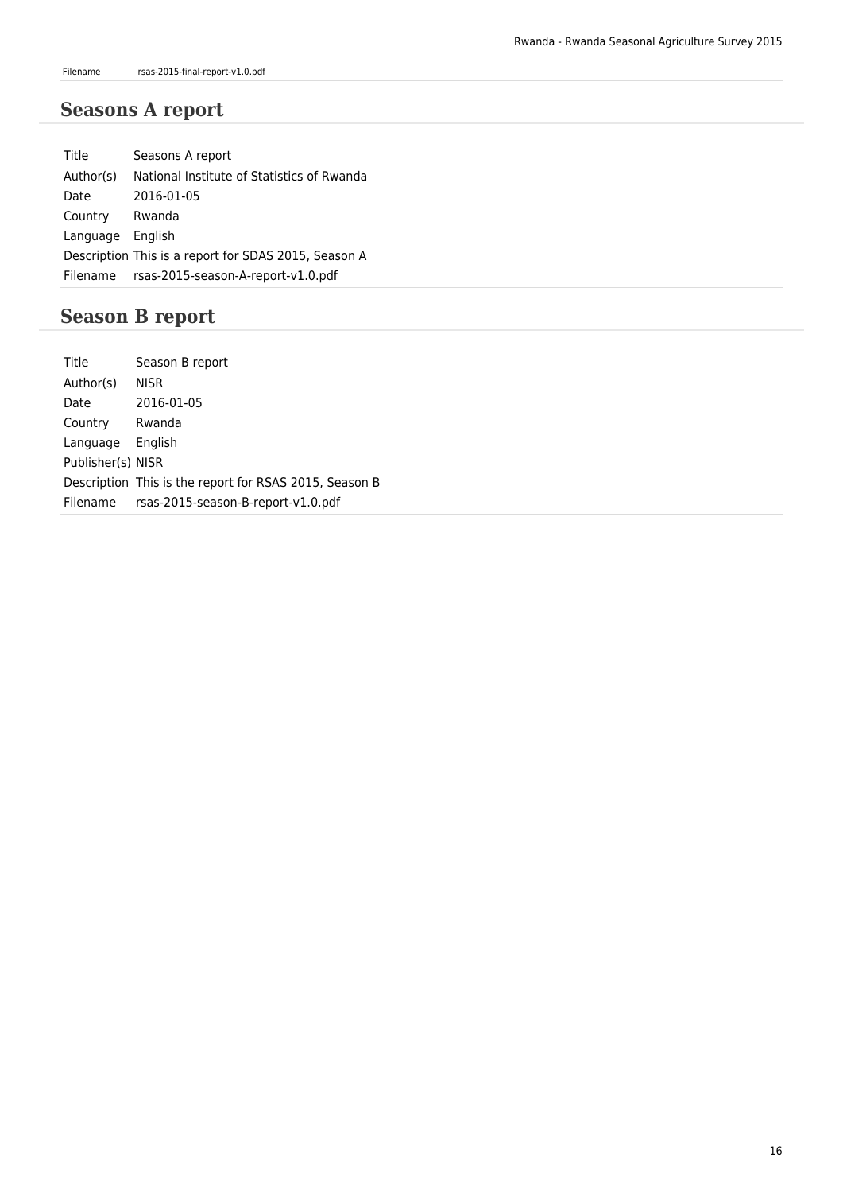| | |
|---|---|
| Filename | rsas-2015-final-report-v1.0.pdf |

## Seasons A report

| | |
|---|---|
| Title | Seasons A report |
| Author(s) | National Institute of Statistics of Rwanda |
| Date | 2016-01-05 |
| Country | Rwanda |
| Language | English |
| Description | This is a report for SDAS 2015, Season A |
| Filename | rsas-2015-season-A-report-v1.0.pdf |

## Season B report

| | |
|---|---|
| Title | Season B report |
| Author(s) | NISR |
| Date | 2016-01-05 |
| Country | Rwanda |
| Language | English |
| Publisher(s) | NISR |
| Description | This is the report for RSAS 2015, Season B |
| Filename | rsas-2015-season-B-report-v1.0.pdf |